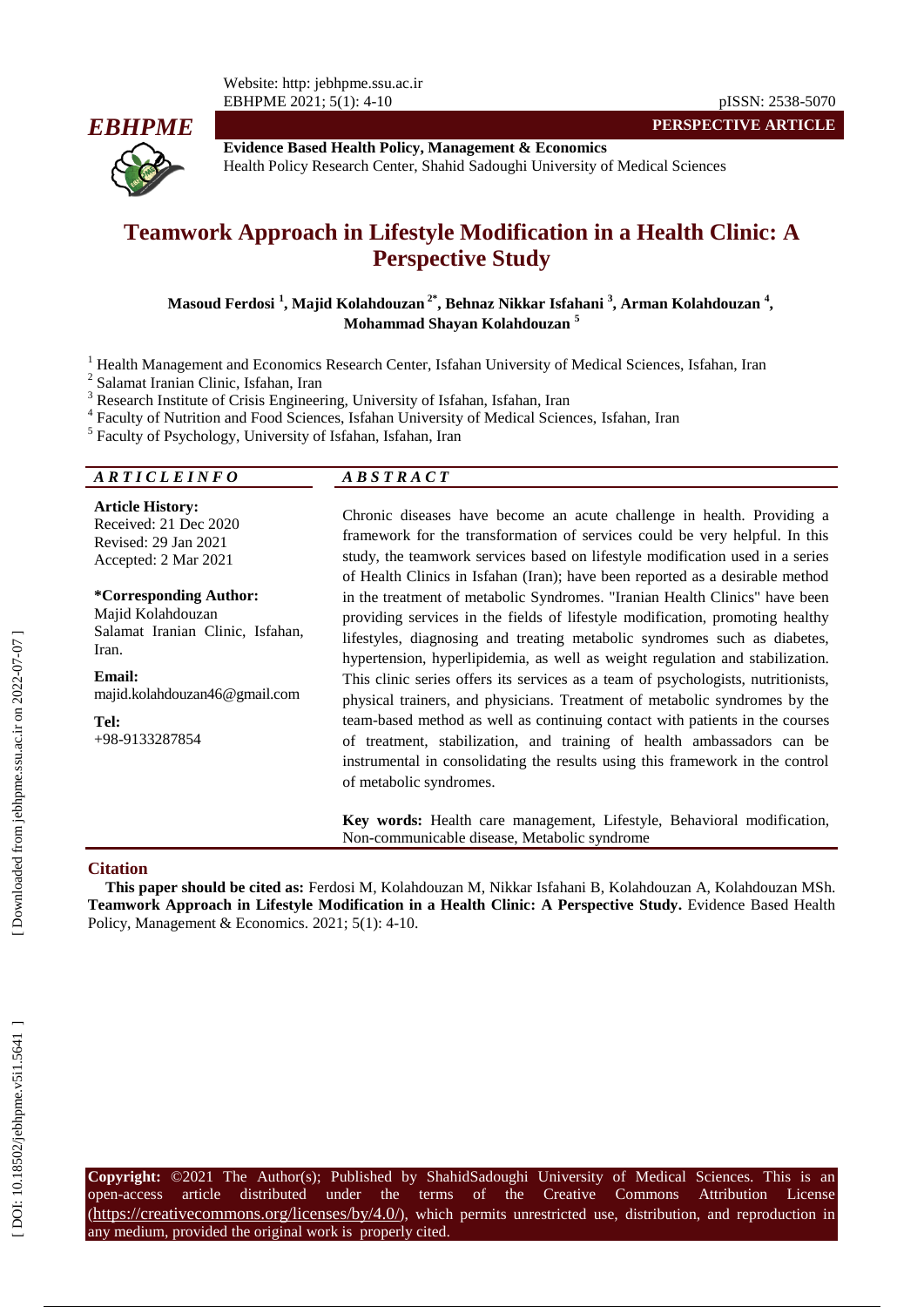PERSPECTIVE ARTICLE

# Teamwork Approach in Lifestyle Modification in a Health Clinic: A Perspective Study

**Masoud Ferdosi [1], Majid Kolahdouzan [2*], Behnaz Nikkar Isfahani [3], Arman Kolahdouzan [4], Mohammad Shayan Kolahdouzan [5]**

[1] Health Management and Economics Research Center, Isfahan University of Medical Sciences, Isfahan, Iran
[2] Salamat Iranian Clinic, Isfahan, Iran
[3] Research Institute of Crisis Engineering, University of Isfahan, Isfahan, Iran
[4] Faculty of Nutrition and Food Sciences, Isfahan University of Medical Sciences, Isfahan, Iran
[5] Faculty of Psychology, University of Isfahan, Isfahan, Iran

## ARTICLE INFO

**Article History:**
Received: 21 Dec 2020
Revised: 29 Jan 2021
Accepted: 2 Mar 2021

**\*Corresponding Author:**
Majid Kolahdouzan
Salamat Iranian Clinic, Isfahan, Iran.

**Email:**
majid.kolahdouzan46@gmail.com

**Tel:**
+98-9133287854

## ABSTRACT

Chronic diseases have become an acute challenge in health. Providing a framework for the transformation of services could be very helpful. In this study, the teamwork services based on lifestyle modification used in a series of Health Clinics in Isfahan (Iran); have been reported as a desirable method in the treatment of metabolic Syndromes. "Iranian Health Clinics" have been providing services in the fields of lifestyle modification, promoting healthy lifestyles, diagnosing and treating metabolic syndromes such as diabetes, hypertension, hyperlipidemia, as well as weight regulation and stabilization. This clinic series offers its services as a team of psychologists, nutritionists, physical trainers, and physicians. Treatment of metabolic syndromes by the team-based method as well as continuing contact with patients in the courses of treatment, stabilization, and training of health ambassadors can be instrumental in consolidating the results using this framework in the control of metabolic syndromes.

**Key words:** Health care management, Lifestyle, Behavioral modification, Non-communicable disease, Metabolic syndrome

## Citation

**This paper should be cited as:** Ferdosi M, Kolahdouzan M, Nikkar Isfahani B, Kolahdouzan A, Kolahdouzan MSh. **Teamwork Approach in Lifestyle Modification in a Health Clinic: A Perspective Study.** Evidence Based Health Policy, Management & Economics. 2021; 5(1): 4-10.

**Copyright:** ©2021 The Author(s); Published by ShahidSadoughi University of Medical Sciences. This is an open-access article distributed under the terms of the Creative Commons Attribution License (https://creativecommons.org/licenses/by/4.0/), which permits unrestricted use, distribution, and reproduction in any medium, provided the original work is properly cited.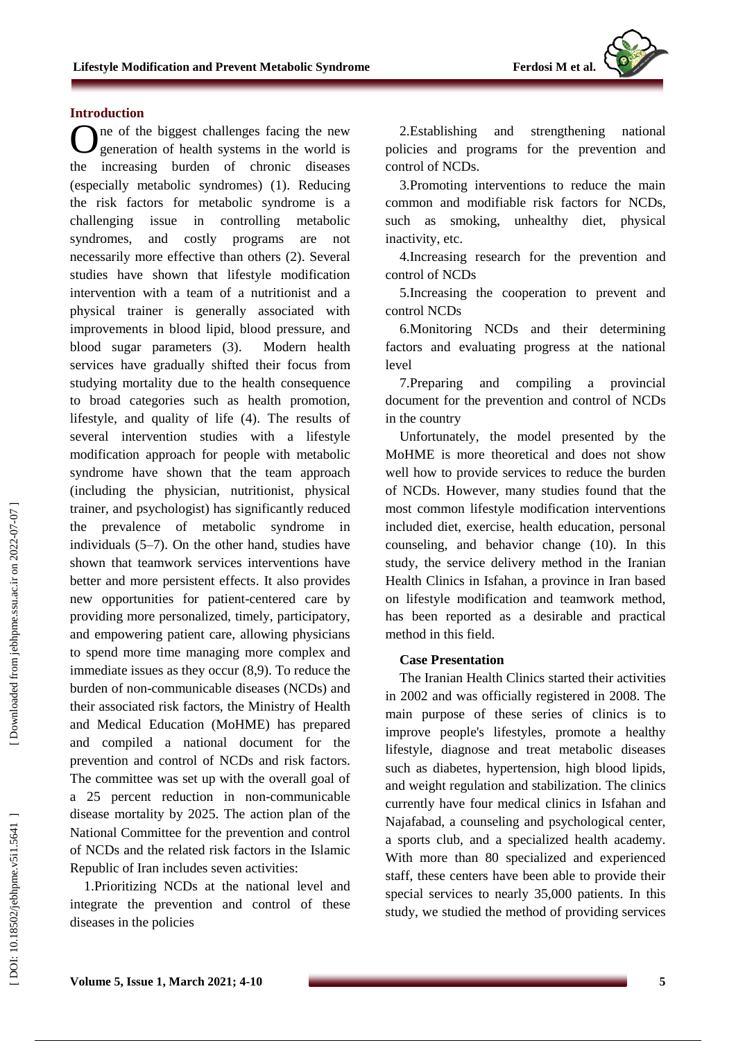## Introduction

One of the biggest challenges facing the new generation of health systems in the world is the increasing burden of chronic diseases (especially metabolic syndromes) (1). Reducing the risk factors for metabolic syndrome is a challenging issue in controlling metabolic syndromes, and costly programs are not necessarily more effective than others (2). Several studies have shown that lifestyle modification intervention with a team of a nutritionist and a physical trainer is generally associated with improvements in blood lipid, blood pressure, and blood sugar parameters (3). Modern health services have gradually shifted their focus from studying mortality due to the health consequence to broad categories such as health promotion, lifestyle, and quality of life (4). The results of several intervention studies with a lifestyle modification approach for people with metabolic syndrome have shown that the team approach (including the physician, nutritionist, physical trainer, and psychologist) has significantly reduced the prevalence of metabolic syndrome in individuals (5–7). On the other hand, studies have shown that teamwork services interventions have better and more persistent effects. It also provides new opportunities for patient-centered care by providing more personalized, timely, participatory, and empowering patient care, allowing physicians to spend more time managing more complex and immediate issues as they occur (8,9). To reduce the burden of non-communicable diseases (NCDs) and their associated risk factors, the Ministry of Health and Medical Education (MoHME) has prepared and compiled a national document for the prevention and control of NCDs and risk factors. The committee was set up with the overall goal of a 25 percent reduction in non-communicable disease mortality by 2025. The action plan of the National Committee for the prevention and control of NCDs and the related risk factors in the Islamic Republic of Iran includes seven activities:

1. Prioritizing NCDs at the national level and integrate the prevention and control of these diseases in the policies
2. Establishing and strengthening national policies and programs for the prevention and control of NCDs.
3. Promoting interventions to reduce the main common and modifiable risk factors for NCDs, such as smoking, unhealthy diet, physical inactivity, etc.
4. Increasing research for the prevention and control of NCDs
5. Increasing the cooperation to prevent and control NCDs
6. Monitoring NCDs and their determining factors and evaluating progress at the national level
7. Preparing and compiling a provincial document for the prevention and control of NCDs in the country

Unfortunately, the model presented by the MoHME is more theoretical and does not show well how to provide services to reduce the burden of NCDs. However, many studies found that the most common lifestyle modification interventions included diet, exercise, health education, personal counseling, and behavior change (10). In this study, the service delivery method in the Iranian Health Clinics in Isfahan, a province in Iran based on lifestyle modification and teamwork method, has been reported as a desirable and practical method in this field.

### Case Presentation

The Iranian Health Clinics started their activities in 2002 and was officially registered in 2008. The main purpose of these series of clinics is to improve people's lifestyles, promote a healthy lifestyle, diagnose and treat metabolic diseases such as diabetes, hypertension, high blood lipids, and weight regulation and stabilization. The clinics currently have four medical clinics in Isfahan and Najafabad, a counseling and psychological center, a sports club, and a specialized health academy. With more than 80 specialized and experienced staff, these centers have been able to provide their special services to nearly 35,000 patients. In this study, we studied the method of providing services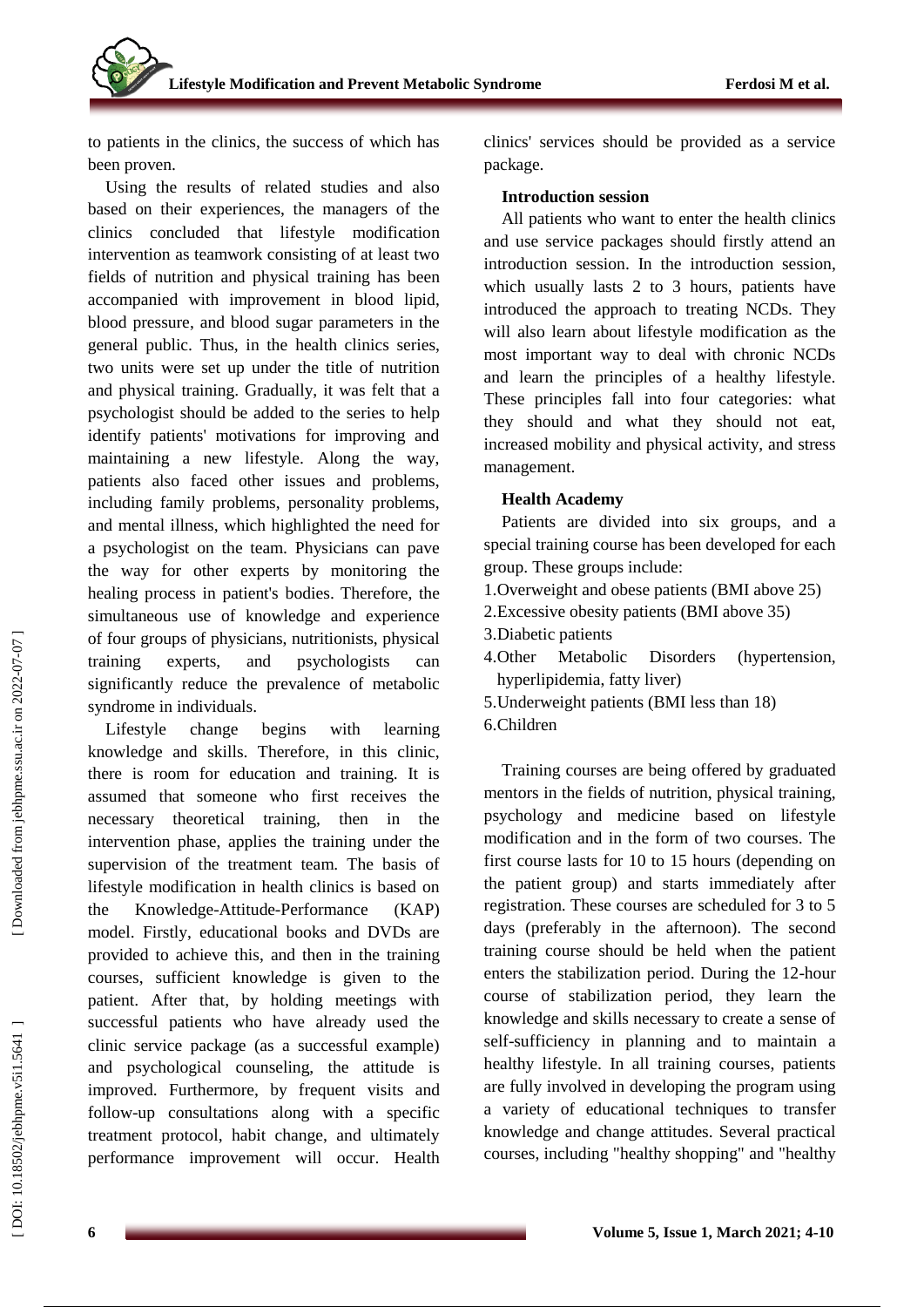to patients in the clinics, the success of which has been proven.

Using the results of related studies and also based on their experiences, the managers of the clinics concluded that lifestyle modification intervention as teamwork consisting of at least two fields of nutrition and physical training has been accompanied with improvement in blood lipid, blood pressure, and blood sugar parameters in the general public. Thus, in the health clinics series, two units were set up under the title of nutrition and physical training. Gradually, it was felt that a psychologist should be added to the series to help identify patients' motivations for improving and maintaining a new lifestyle. Along the way, patients also faced other issues and problems, including family problems, personality problems, and mental illness, which highlighted the need for a psychologist on the team. Physicians can pave the way for other experts by monitoring the healing process in patient's bodies. Therefore, the simultaneous use of knowledge and experience of four groups of physicians, nutritionists, physical training experts, and psychologists can significantly reduce the prevalence of metabolic syndrome in individuals.

Lifestyle change begins with learning knowledge and skills. Therefore, in this clinic, there is room for education and training. It is assumed that someone who first receives the necessary theoretical training, then in the intervention phase, applies the training under the supervision of the treatment team. The basis of lifestyle modification in health clinics is based on the Knowledge-Attitude-Performance (KAP) model. Firstly, educational books and DVDs are provided to achieve this, and then in the training courses, sufficient knowledge is given to the patient. After that, by holding meetings with successful patients who have already used the clinic service package (as a successful example) and psychological counseling, the attitude is improved. Furthermore, by frequent visits and follow-up consultations along with a specific treatment protocol, habit change, and ultimately performance improvement will occur. Health clinics' services should be provided as a service package.

**Introduction session**

All patients who want to enter the health clinics and use service packages should firstly attend an introduction session. In the introduction session, which usually lasts 2 to 3 hours, patients have introduced the approach to treating NCDs. They will also learn about lifestyle modification as the most important way to deal with chronic NCDs and learn the principles of a healthy lifestyle. These principles fall into four categories: what they should and what they should not eat, increased mobility and physical activity, and stress management.

**Health Academy**

Patients are divided into six groups, and a special training course has been developed for each group. These groups include:

1. Overweight and obese patients (BMI above 25)
2. Excessive obesity patients (BMI above 35)
3. Diabetic patients
4. Other Metabolic Disorders (hypertension, hyperlipidemia, fatty liver)
5. Underweight patients (BMI less than 18)
6. Children

Training courses are being offered by graduated mentors in the fields of nutrition, physical training, psychology and medicine based on lifestyle modification and in the form of two courses. The first course lasts for 10 to 15 hours (depending on the patient group) and starts immediately after registration. These courses are scheduled for 3 to 5 days (preferably in the afternoon). The second training course should be held when the patient enters the stabilization period. During the 12-hour course of stabilization period, they learn the knowledge and skills necessary to create a sense of self-sufficiency in planning and to maintain a healthy lifestyle. In all training courses, patients are fully involved in developing the program using a variety of educational techniques to transfer knowledge and change attitudes. Several practical courses, including "healthy shopping" and "healthy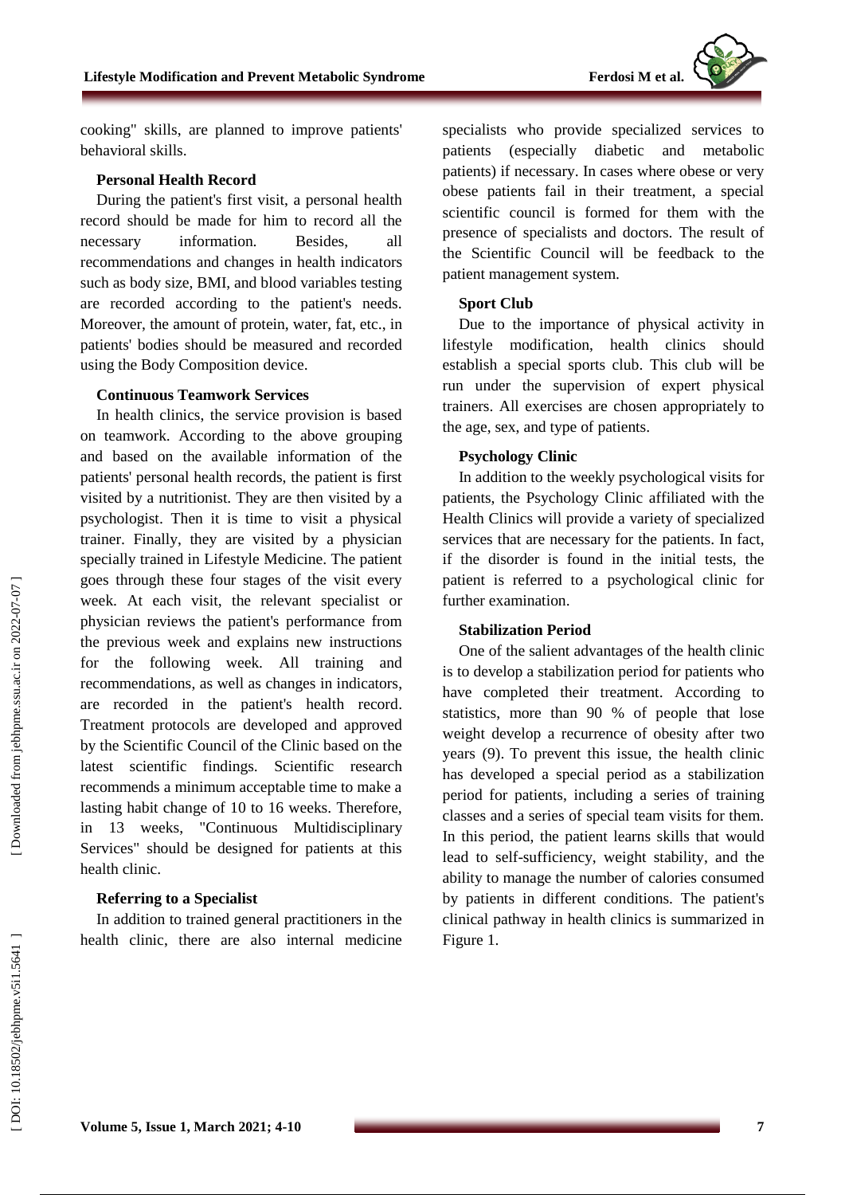cooking" skills, are planned to improve patients' behavioral skills.

### Personal Health Record

During the patient's first visit, a personal health record should be made for him to record all the necessary information. Besides, all recommendations and changes in health indicators such as body size, BMI, and blood variables testing are recorded according to the patient's needs. Moreover, the amount of protein, water, fat, etc., in patients' bodies should be measured and recorded using the Body Composition device.

### Continuous Teamwork Services

In health clinics, the service provision is based on teamwork. According to the above grouping and based on the available information of the patients' personal health records, the patient is first visited by a nutritionist. They are then visited by a psychologist. Then it is time to visit a physical trainer. Finally, they are visited by a physician specially trained in Lifestyle Medicine. The patient goes through these four stages of the visit every week. At each visit, the relevant specialist or physician reviews the patient's performance from the previous week and explains new instructions for the following week. All training and recommendations, as well as changes in indicators, are recorded in the patient's health record. Treatment protocols are developed and approved by the Scientific Council of the Clinic based on the latest scientific findings. Scientific research recommends a minimum acceptable time to make a lasting habit change of 10 to 16 weeks. Therefore, in 13 weeks, "Continuous Multidisciplinary Services" should be designed for patients at this health clinic.

### Referring to a Specialist

In addition to trained general practitioners in the health clinic, there are also internal medicine specialists who provide specialized services to patients (especially diabetic and metabolic patients) if necessary. In cases where obese or very obese patients fail in their treatment, a special scientific council is formed for them with the presence of specialists and doctors. The result of the Scientific Council will be feedback to the patient management system.

### Sport Club

Due to the importance of physical activity in lifestyle modification, health clinics should establish a special sports club. This club will be run under the supervision of expert physical trainers. All exercises are chosen appropriately to the age, sex, and type of patients.

### Psychology Clinic

In addition to the weekly psychological visits for patients, the Psychology Clinic affiliated with the Health Clinics will provide a variety of specialized services that are necessary for the patients. In fact, if the disorder is found in the initial tests, the patient is referred to a psychological clinic for further examination.

### Stabilization Period

One of the salient advantages of the health clinic is to develop a stabilization period for patients who have completed their treatment. According to statistics, more than 90 % of people that lose weight develop a recurrence of obesity after two years (9). To prevent this issue, the health clinic has developed a special period as a stabilization period for patients, including a series of training classes and a series of special team visits for them. In this period, the patient learns skills that would lead to self-sufficiency, weight stability, and the ability to manage the number of calories consumed by patients in different conditions. The patient's clinical pathway in health clinics is summarized in Figure 1.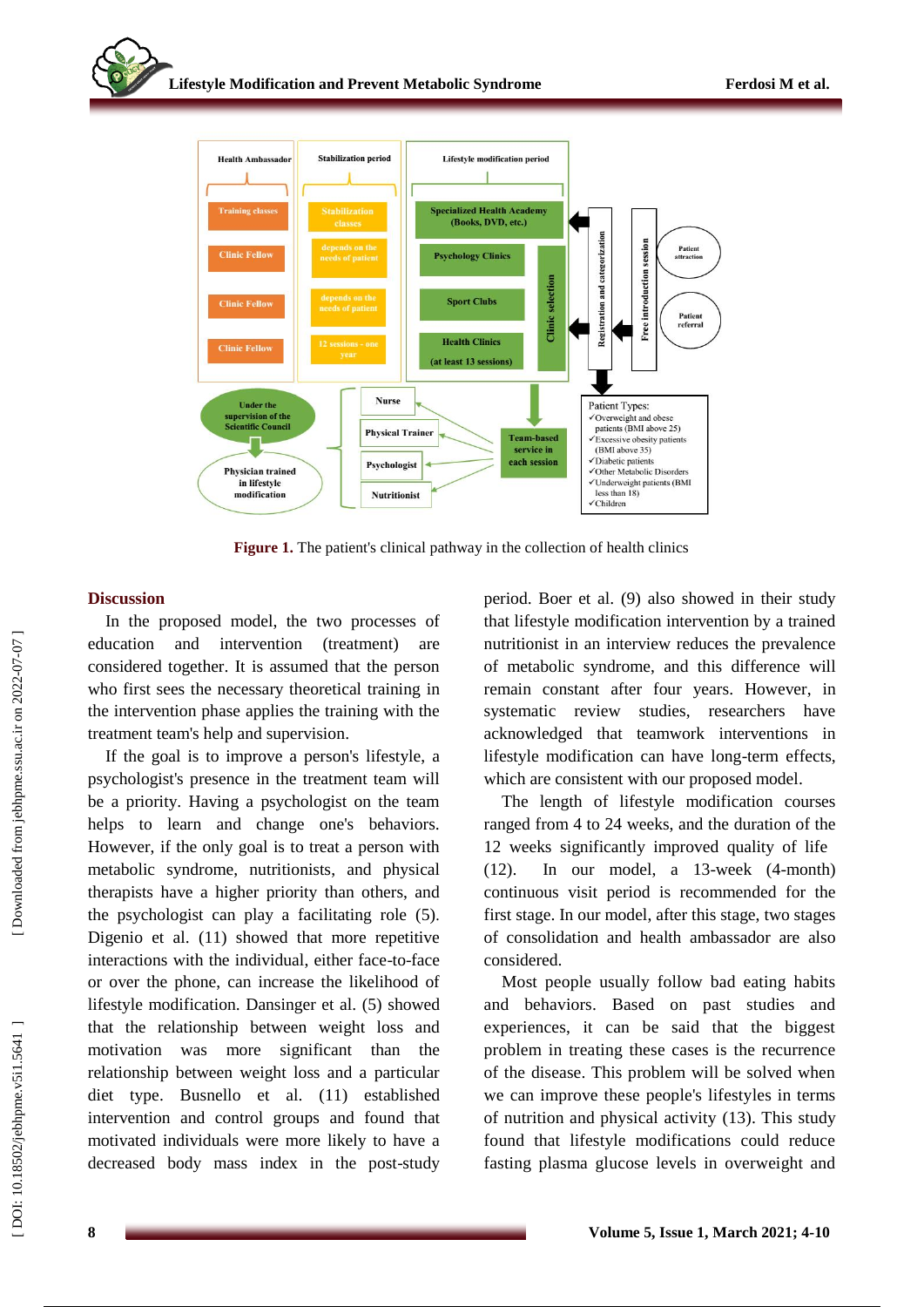Figure 1. The patient's clinical pathway in the collection of health clinics

## Discussion

In the proposed model, the two processes of education and intervention (treatment) are considered together. It is assumed that the person who first sees the necessary theoretical training in the intervention phase applies the training with the treatment team's help and supervision.

If the goal is to improve a person's lifestyle, a psychologist's presence in the treatment team will be a priority. Having a psychologist on the team helps to learn and change one's behaviors. However, if the only goal is to treat a person with metabolic syndrome, nutritionists, and physical therapists have a higher priority than others, and the psychologist can play a facilitating role (5). Digenio et al. (11) showed that more repetitive interactions with the individual, either face-to-face or over the phone, can increase the likelihood of lifestyle modification. Dansinger et al. (5) showed that the relationship between weight loss and motivation was more significant than the relationship between weight loss and a particular diet type. Busnello et al. (11) established intervention and control groups and found that motivated individuals were more likely to have a decreased body mass index in the post-study period. Boer et al. (9) also showed in their study that lifestyle modification intervention by a trained nutritionist in an interview reduces the prevalence of metabolic syndrome, and this difference will remain constant after four years. However, in systematic review studies, researchers have acknowledged that teamwork interventions in lifestyle modification can have long-term effects, which are consistent with our proposed model.

The length of lifestyle modification courses ranged from 4 to 24 weeks, and the duration of the 12 weeks significantly improved quality of life (12). In our model, a 13-week (4-month) continuous visit period is recommended for the first stage. In our model, after this stage, two stages of consolidation and health ambassador are also considered.

Most people usually follow bad eating habits and behaviors. Based on past studies and experiences, it can be said that the biggest problem in treating these cases is the recurrence of the disease. This problem will be solved when we can improve these people's lifestyles in terms of nutrition and physical activity (13). This study found that lifestyle modifications could reduce fasting plasma glucose levels in overweight and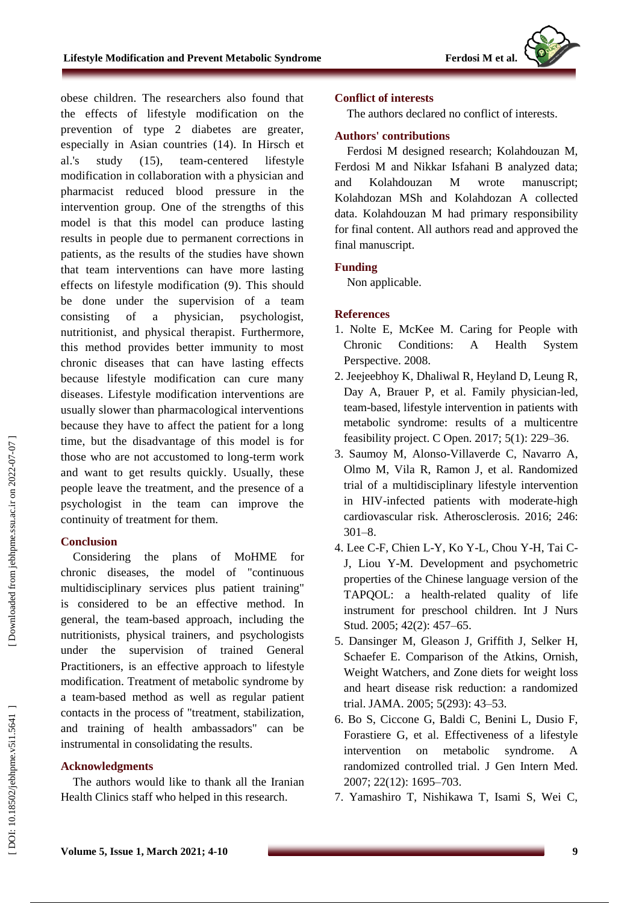obese children. The researchers also found that the effects of lifestyle modification on the prevention of type 2 diabetes are greater, especially in Asian countries (14). In Hirsch et al.'s study (15), team-centered lifestyle modification in collaboration with a physician and pharmacist reduced blood pressure in the intervention group. One of the strengths of this model is that this model can produce lasting results in people due to permanent corrections in patients, as the results of the studies have shown that team interventions can have more lasting effects on lifestyle modification (9). This should be done under the supervision of a team consisting of a physician, psychologist, nutritionist, and physical therapist. Furthermore, this method provides better immunity to most chronic diseases that can have lasting effects because lifestyle modification can cure many diseases. Lifestyle modification interventions are usually slower than pharmacological interventions because they have to affect the patient for a long time, but the disadvantage of this model is for those who are not accustomed to long-term work and want to get results quickly. Usually, these people leave the treatment, and the presence of a psychologist in the team can improve the continuity of treatment for them.

## Conclusion

Considering the plans of MoHME for chronic diseases, the model of "continuous multidisciplinary services plus patient training" is considered to be an effective method. In general, the team-based approach, including the nutritionists, physical trainers, and psychologists under the supervision of trained General Practitioners, is an effective approach to lifestyle modification. Treatment of metabolic syndrome by a team-based method as well as regular patient contacts in the process of "treatment, stabilization, and training of health ambassadors" can be instrumental in consolidating the results.

## Acknowledgments

The authors would like to thank all the Iranian Health Clinics staff who helped in this research.

## Conflict of interests

The authors declared no conflict of interests.

## Authors' contributions

Ferdosi M designed research; Kolahdouzan M, Ferdosi M and Nikkar Isfahani B analyzed data; and Kolahdouzan M wrote manuscript; Kolahdozan MSh and Kolahdozan A collected data. Kolahdouzan M had primary responsibility for final content. All authors read and approved the final manuscript.

## Funding

Non applicable.

## References

1. Nolte E, McKee M. Caring for People with Chronic Conditions: A Health System Perspective. 2008.
2. Jeejeebhoy K, Dhaliwal R, Heyland D, Leung R, Day A, Brauer P, et al. Family physician-led, team-based, lifestyle intervention in patients with metabolic syndrome: results of a multicentre feasibility project. C Open. 2017; 5(1): 229–36.
3. Saumoy M, Alonso-Villaverde C, Navarro A, Olmo M, Vila R, Ramon J, et al. Randomized trial of a multidisciplinary lifestyle intervention in HIV-infected patients with moderate-high cardiovascular risk. Atherosclerosis. 2016; 246: 301–8.
4. Lee C-F, Chien L-Y, Ko Y-L, Chou Y-H, Tai C-J, Liou Y-M. Development and psychometric properties of the Chinese language version of the TAPQOL: a health-related quality of life instrument for preschool children. Int J Nurs Stud. 2005; 42(2): 457–65.
5. Dansinger M, Gleason J, Griffith J, Selker H, Schaefer E. Comparison of the Atkins, Ornish, Weight Watchers, and Zone diets for weight loss and heart disease risk reduction: a randomized trial. JAMA. 2005; 5(293): 43–53.
6. Bo S, Ciccone G, Baldi C, Benini L, Dusio F, Forastiere G, et al. Effectiveness of a lifestyle intervention on metabolic syndrome. A randomized controlled trial. J Gen Intern Med. 2007; 22(12): 1695–703.
7. Yamashiro T, Nishikawa T, Isami S, Wei C,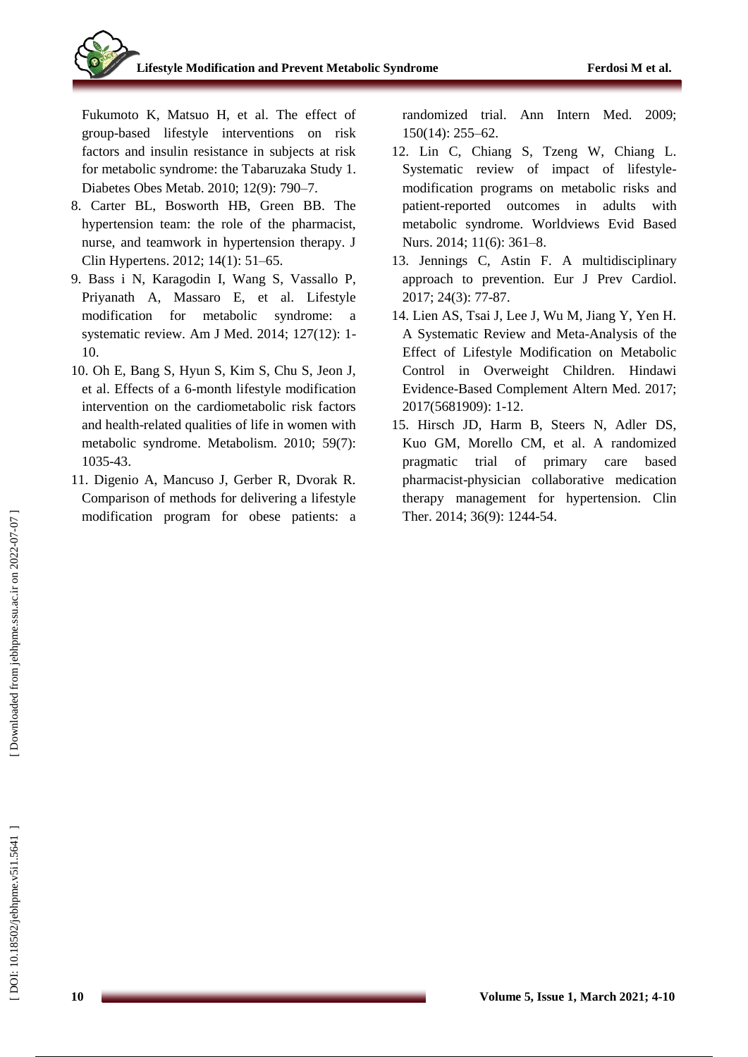Fukumoto K, Matsuo H, et al. The effect of group-based lifestyle interventions on risk factors and insulin resistance in subjects at risk for metabolic syndrome: the Tabaruzaka Study 1. Diabetes Obes Metab. 2010; 12(9): 790–7.

8. Carter BL, Bosworth HB, Green BB. The hypertension team: the role of the pharmacist, nurse, and teamwork in hypertension therapy. J Clin Hypertens. 2012; 14(1): 51–65.
9. Bass i N, Karagodin I, Wang S, Vassallo P, Priyanath A, Massaro E, et al. Lifestyle modification for metabolic syndrome: a systematic review. Am J Med. 2014; 127(12): 1-10.
10. Oh E, Bang S, Hyun S, Kim S, Chu S, Jeon J, et al. Effects of a 6-month lifestyle modification intervention on the cardiometabolic risk factors and health-related qualities of life in women with metabolic syndrome. Metabolism. 2010; 59(7): 1035-43.
11. Digenio A, Mancuso J, Gerber R, Dvorak R. Comparison of methods for delivering a lifestyle modification program for obese patients: a randomized trial. Ann Intern Med. 2009; 150(14): 255–62.
12. Lin C, Chiang S, Tzeng W, Chiang L. Systematic review of impact of lifestyle-modification programs on metabolic risks and patient-reported outcomes in adults with metabolic syndrome. Worldviews Evid Based Nurs. 2014; 11(6): 361–8.
13. Jennings C, Astin F. A multidisciplinary approach to prevention. Eur J Prev Cardiol. 2017; 24(3): 77-87.
14. Lien AS, Tsai J, Lee J, Wu M, Jiang Y, Yen H. A Systematic Review and Meta-Analysis of the Effect of Lifestyle Modification on Metabolic Control in Overweight Children. Hindawi Evidence-Based Complement Altern Med. 2017; 2017(5681909): 1-12.
15. Hirsch JD, Harm B, Steers N, Adler DS, Kuo GM, Morello CM, et al. A randomized pragmatic trial of primary care based pharmacist-physician collaborative medication therapy management for hypertension. Clin Ther. 2014; 36(9): 1244-54.